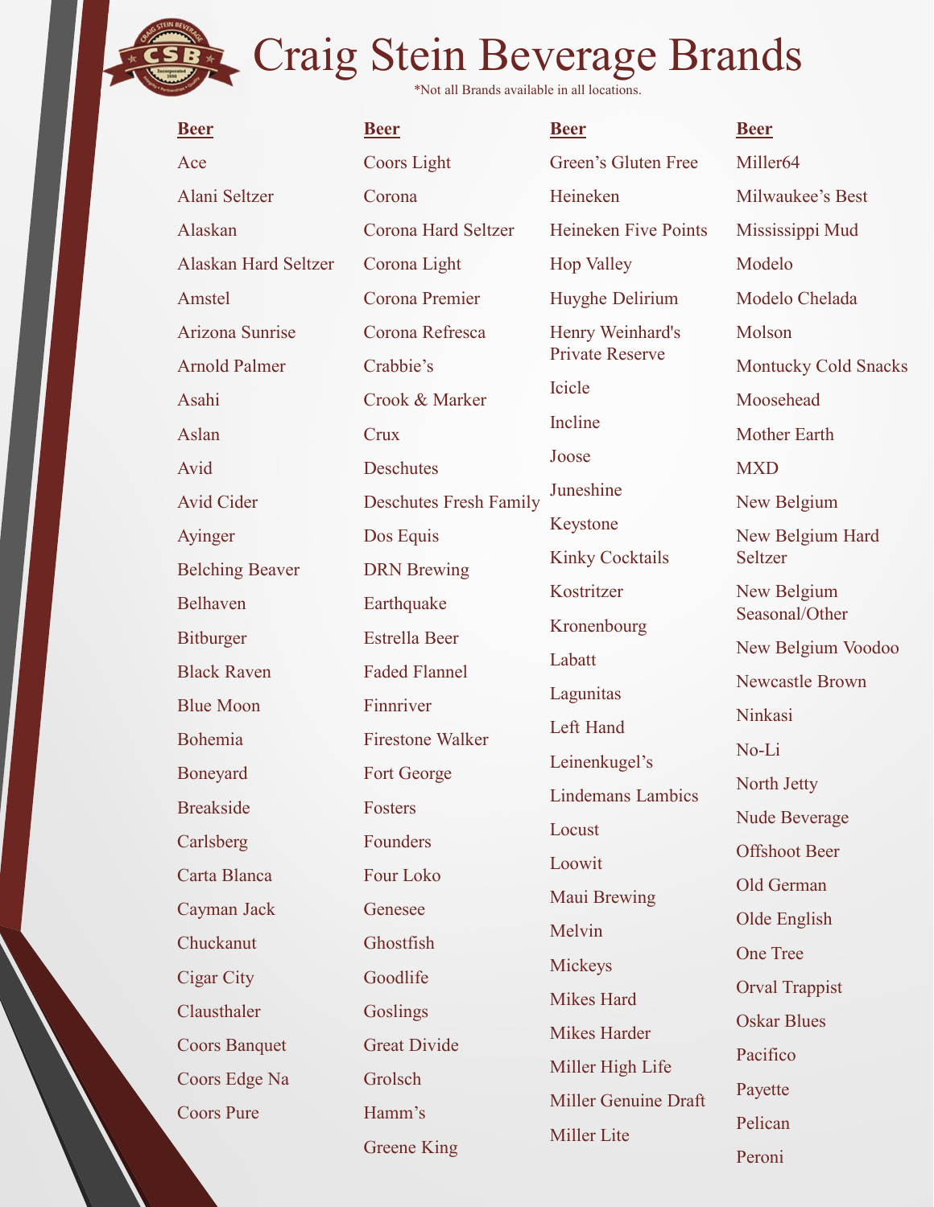# Craig Stein Beverage Brands

*Not all Brands available in all locations.

**Beer**

Ace
Alani Seltzer
Alaskan
Alaskan Hard Seltzer
Amstel
Arizona Sunrise
Arnold Palmer
Asahi
Aslan
Avid
Avid Cider
Ayinger
Belching Beaver
Belhaven
Bitburger
Black Raven
Blue Moon
Bohemia
Boneyard
Breakside
Carlsberg
Carta Blanca
Cayman Jack
Chuckanut
Cigar City
Clausthaler
Coors Banquet
Coors Edge Na
Coors Pure

**Beer**

Coors Light
Corona
Corona Hard Seltzer
Corona Light
Corona Premier
Corona Refresca
Crabbie's
Crook & Marker
Crux
Deschutes
Deschutes Fresh Family
Dos Equis
DRN Brewing
Earthquake
Estrella Beer
Faded Flannel
Finnriver
Firestone Walker
Fort George
Fosters
Founders
Four Loko
Genesee
Ghostfish
Goodlife
Goslings
Great Divide
Grolsch
Hamm's
Greene King

**Beer**

Green's Gluten Free
Heineken
Heineken Five Points
Hop Valley
Huyghe Delirium
Henry Weinhard's Private Reserve
Icicle
Incline
Joose
Juneshine
Keystone
Kinky Cocktails
Kostritzer
Kronenbourg
Labatt
Lagunitas
Left Hand
Leinenkugel's
Lindemans Lambics
Locust
Loowit
Maui Brewing
Melvin
Mickeys
Mikes Hard
Mikes Harder
Miller High Life
Miller Genuine Draft
Miller Lite

**Beer**

Miller64
Milwaukee's Best
Mississippi Mud
Modelo
Modelo Chelada
Molson
Montucky Cold Snacks
Moosehead
Mother Earth
MXD
New Belgium
New Belgium Hard Seltzer
New Belgium Seasonal/Other
New Belgium Voodoo
Newcastle Brown
Ninkasi
No-Li
North Jetty
Nude Beverage
Offshoot Beer
Old German
Olde English
One Tree
Orval Trappist
Oskar Blues
Pacifico
Payette
Pelican
Peroni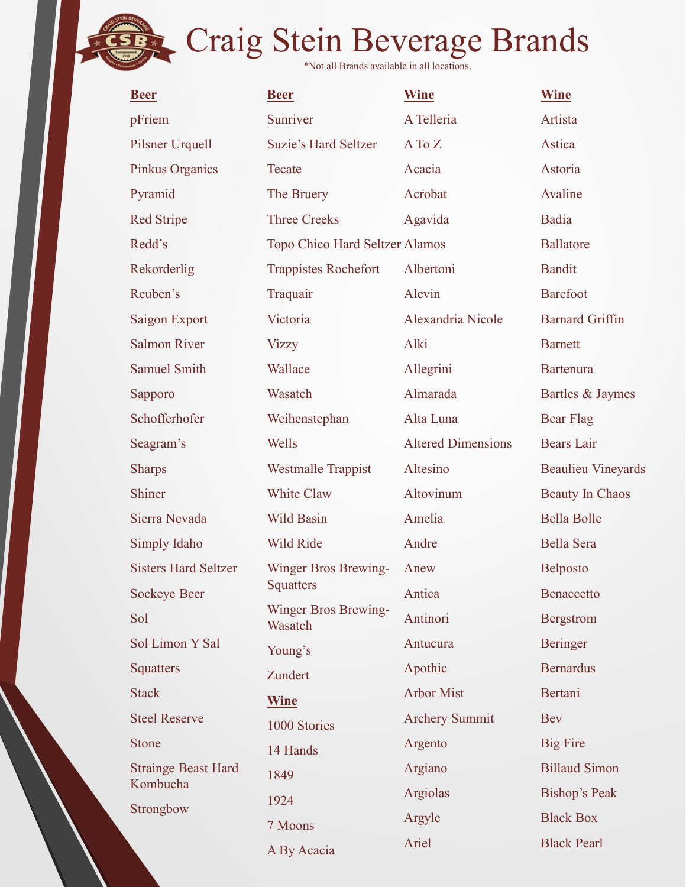# Craig Stein Beverage Brands

*Not all Brands available in all locations.

**Beer**

pFriem
Pilsner Urquell
Pinkus Organics
Pyramid
Red Stripe
Redd's
Rekorderlig
Reuben's
Saigon Export
Salmon River
Samuel Smith
Sapporo
Schofferhofer
Seagram's
Sharps
Shiner
Sierra Nevada
Simply Idaho
Sisters Hard Seltzer
Sockeye Beer
Sol
Sol Limon Y Sal
Squatters
Stack
Steel Reserve
Stone
Strainge Beast Hard Kombucha
Strongbow

**Beer**

Sunriver
Suzie's Hard Seltzer
Tecate
The Bruery
Three Creeks
Topo Chico Hard Seltzer
Trappistes Rochefort
Traquair
Victoria
Vizzy
Wallace
Wasatch
Weihenstephan
Wells
Westmalle Trappist
White Claw
Wild Basin
Wild Ride
Winger Bros Brewing-Squatters
Winger Bros Brewing-Wasatch
Young's
Zundert

**Wine**

1000 Stories
14 Hands
1849
1924
7 Moons
A By Acacia

**Wine**

A Telleria
A To Z
Acacia
Acrobat
Agavida
Alamos
Albertoni
Alevin
Alexandria Nicole
Alki
Allegrini
Almarada
Alta Luna
Altered Dimensions
Altesino
Altovinum
Amelia
Andre
Anew
Antica
Antinori
Antucura
Apothic
Arbor Mist
Archery Summit
Argento
Argiano
Argiolas
Argyle
Ariel

**Wine**

Artista
Astica
Astoria
Avaline
Badia
Ballatore
Bandit
Barefoot
Barnard Griffin
Barnett
Bartenura
Bartles & Jaymes
Bear Flag
Bears Lair
Beaulieu Vineyards
Beauty In Chaos
Bella Bolle
Bella Sera
Belposto
Benaccetto
Bergstrom
Beringer
Bernardus
Bertani
Bev
Big Fire
Billaud Simon
Bishop's Peak
Black Box
Black Pearl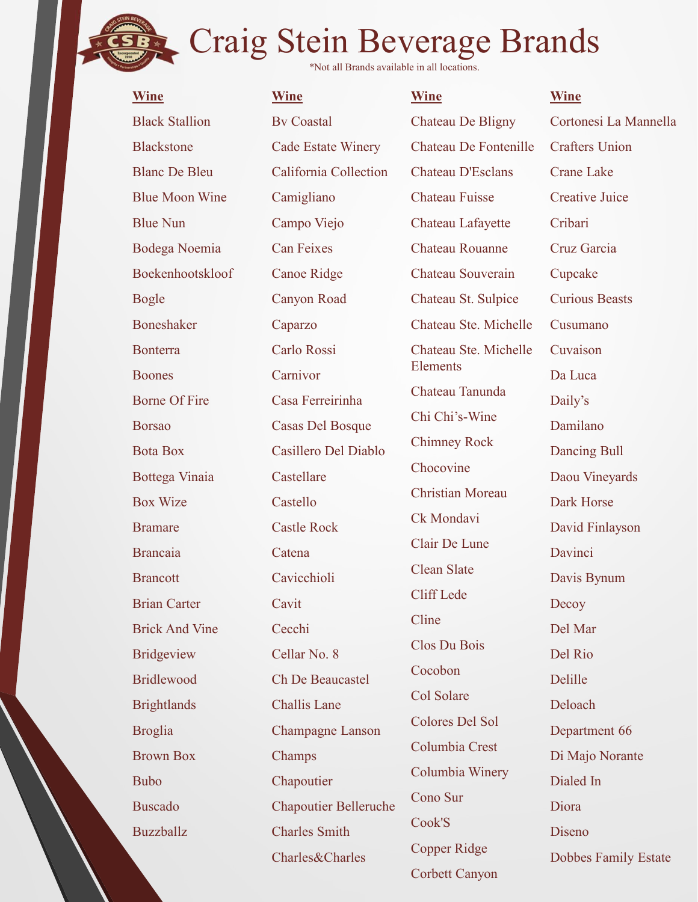# Craig Stein Beverage Brands

*Not all Brands available in all locations.

**Wine**

Black Stallion
Blackstone
Blanc De Bleu
Blue Moon Wine
Blue Nun
Bodega Noemia
Boekenhootskloof
Bogle
Boneshaker
Bonterra
Boones
Borne Of Fire
Borsao
Bota Box
Bottega Vinaia
Box Wize
Bramare
Brancaia
Brancott
Brian Carter
Brick And Vine
Bridgeview
Bridlewood
Brightlands
Broglia
Brown Box
Bubo
Buscado
Buzzballz

**Wine**

Bv Coastal
Cade Estate Winery
California Collection
Camigliano
Campo Viejo
Can Feixes
Canoe Ridge
Canyon Road
Caparzo
Carlo Rossi
Carnivor
Casa Ferreirinha
Casas Del Bosque
Casillero Del Diablo
Castellare
Castello
Castle Rock
Catena
Cavicchioli
Cavit
Cecchi
Cellar No. 8
Ch De Beaucastel
Challis Lane
Champagne Lanson
Champs
Chapoutier
Chapoutier Belleruche
Charles Smith
Charles&Charles

**Wine**

Chateau De Bligny
Chateau De Fontenille
Chateau D'Esclans
Chateau Fuisse
Chateau Lafayette
Chateau Rouanne
Chateau Souverain
Chateau St. Sulpice
Chateau Ste. Michelle
Chateau Ste. Michelle Elements
Chateau Tanunda
Chi Chi's-Wine
Chimney Rock
Chocovine
Christian Moreau
Ck Mondavi
Clair De Lune
Clean Slate
Cliff Lede
Cline
Clos Du Bois
Cocobon
Col Solare
Colores Del Sol
Columbia Crest
Columbia Winery
Cono Sur
Cook'S
Copper Ridge
Corbett Canyon

**Wine**

Cortonesi La Mannella
Crafters Union
Crane Lake
Creative Juice
Cribari
Cruz Garcia
Cupcake
Curious Beasts
Cusumano
Cuvaison
Da Luca
Daily's
Damilano
Dancing Bull
Daou Vineyards
Dark Horse
David Finlayson
Davinci
Davis Bynum
Decoy
Del Mar
Del Rio
Delille
Deloach
Department 66
Di Majo Norante
Dialed In
Diora
Diseno
Dobbes Family Estate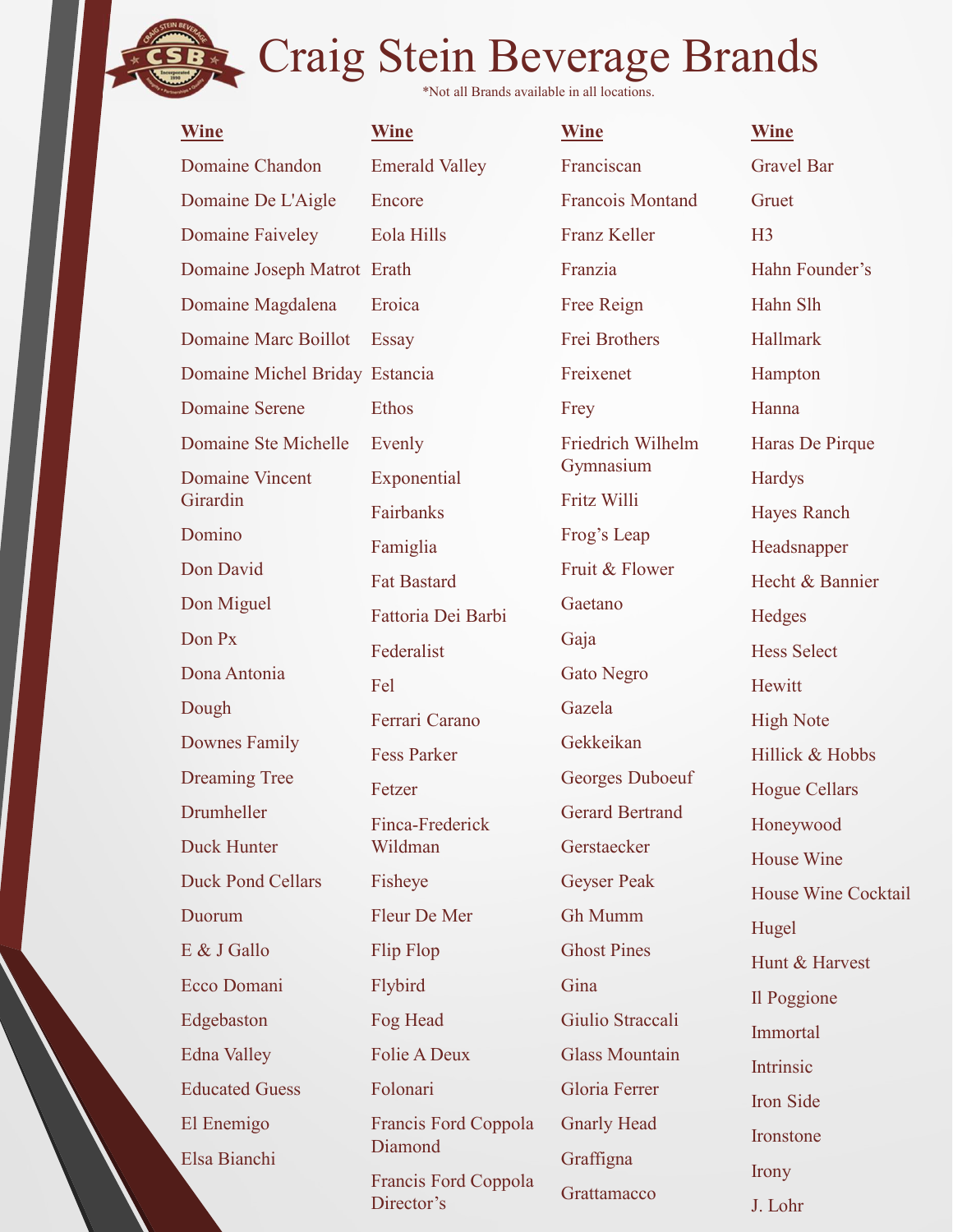# Craig Stein Beverage Brands

*Not all Brands available in all locations.

**Wine**

Domaine Chandon
Domaine De L'Aigle
Domaine Faiveley
Domaine Joseph Matrot
Domaine Magdalena
Domaine Marc Boillot
Domaine Michel Briday
Domaine Serene
Domaine Ste Michelle
Domaine Vincent Girardin
Domino
Don David
Don Miguel
Don Px
Dona Antonia
Dough
Downes Family
Dreaming Tree
Drumheller
Duck Hunter
Duck Pond Cellars
Duorum
E & J Gallo
Ecco Domani
Edgebaston
Edna Valley
Educated Guess
El Enemigo
Elsa Bianchi

**Wine**

Emerald Valley
Encore
Eola Hills
Erath
Eroica
Essay
Estancia
Ethos
Evenly
Exponential
Fairbanks
Famiglia
Fat Bastard
Fattoria Dei Barbi
Federalist
Fel
Ferrari Carano
Fess Parker
Fetzer
Finca-Frederick Wildman
Fisheye
Fleur De Mer
Flip Flop
Flybird
Fog Head
Folie A Deux
Folonari
Francis Ford Coppola Diamond
Francis Ford Coppola Director's

**Wine**

Franciscan
Francois Montand
Franz Keller
Franzia
Free Reign
Frei Brothers
Freixenet
Frey
Friedrich Wilhelm Gymnasium
Fritz Willi
Frog's Leap
Fruit & Flower
Gaetano
Gaja
Gato Negro
Gazela
Gekkeikan
Georges Duboeuf
Gerard Bertrand
Gerstaecker
Geyser Peak
Gh Mumm
Ghost Pines
Gina
Giulio Straccali
Glass Mountain
Gloria Ferrer
Gnarly Head
Graffigna
Grattamacco

**Wine**

Gravel Bar
Gruet
H3
Hahn Founder's
Hahn Slh
Hallmark
Hampton
Hanna
Haras De Pirque
Hardys
Hayes Ranch
Headsnapper
Hecht & Bannier
Hedges
Hess Select
Hewitt
High Note
Hillick & Hobbs
Hogue Cellars
Honeywood
House Wine
House Wine Cocktail
Hugel
Hunt & Harvest
Il Poggione
Immortal
Intrinsic
Iron Side
Ironstone
Irony
J. Lohr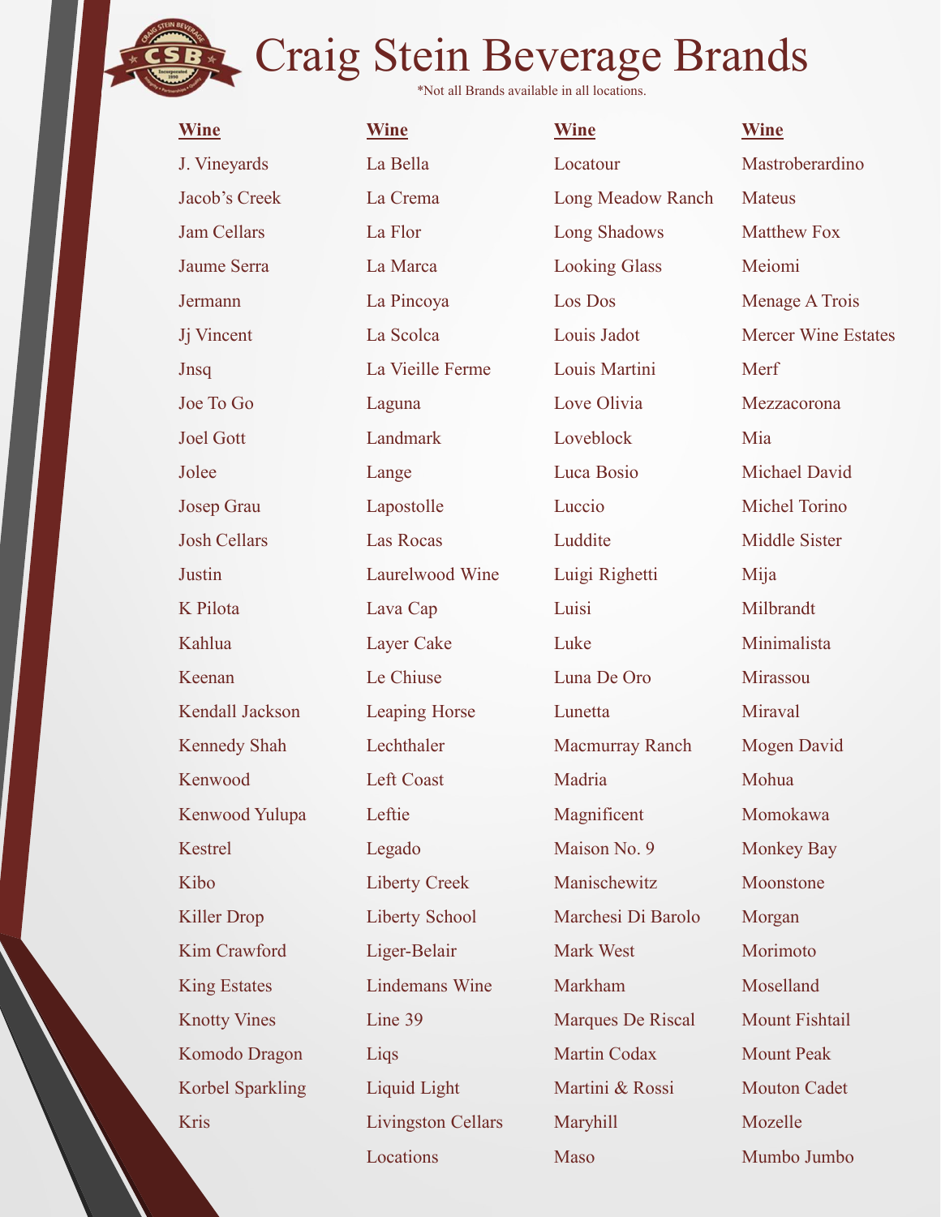# Craig Stein Beverage Brands

*Not all Brands available in all locations.

**Wine**

J. Vineyards
Jacob's Creek
Jam Cellars
Jaume Serra
Jermann
Jj Vincent
Jnsq
Joe To Go
Joel Gott
Jolee
Josep Grau
Josh Cellars
Justin
K Pilota
Kahlua
Keenan
Kendall Jackson
Kennedy Shah
Kenwood
Kenwood Yulupa
Kestrel
Kibo
Killer Drop
Kim Crawford
King Estates
Knotty Vines
Komodo Dragon
Korbel Sparkling
Kris

**Wine**

La Bella
La Crema
La Flor
La Marca
La Pincoya
La Scolca
La Vieille Ferme
Laguna
Landmark
Lange
Lapostolle
Las Rocas
Laurelwood Wine
Lava Cap
Layer Cake
Le Chiuse
Leaping Horse
Lechthaler
Left Coast
Leftie
Legado
Liberty Creek
Liberty School
Liger-Belair
Lindemans Wine
Line 39
Liqs
Liquid Light
Livingston Cellars
Locations

**Wine**

Locatour
Long Meadow Ranch
Long Shadows
Looking Glass
Los Dos
Louis Jadot
Louis Martini
Love Olivia
Loveblock
Luca Bosio
Luccio
Luddite
Luigi Righetti
Luisi
Luke
Luna De Oro
Lunetta
Macmurray Ranch
Madria
Magnificent
Maison No. 9
Manischewitz
Marchesi Di Barolo
Mark West
Markham
Marques De Riscal
Martin Codax
Martini & Rossi
Maryhill
Maso

**Wine**

Mastroberardino
Mateus
Matthew Fox
Meiomi
Menage A Trois
Mercer Wine Estates
Merf
Mezzacorona
Mia
Michael David
Michel Torino
Middle Sister
Mija
Milbrandt
Minimalista
Mirassou
Miraval
Mogen David
Mohua
Momokawa
Monkey Bay
Moonstone
Morgan
Morimoto
Moselland
Mount Fishtail
Mount Peak
Mouton Cadet
Mozelle
Mumbo Jumbo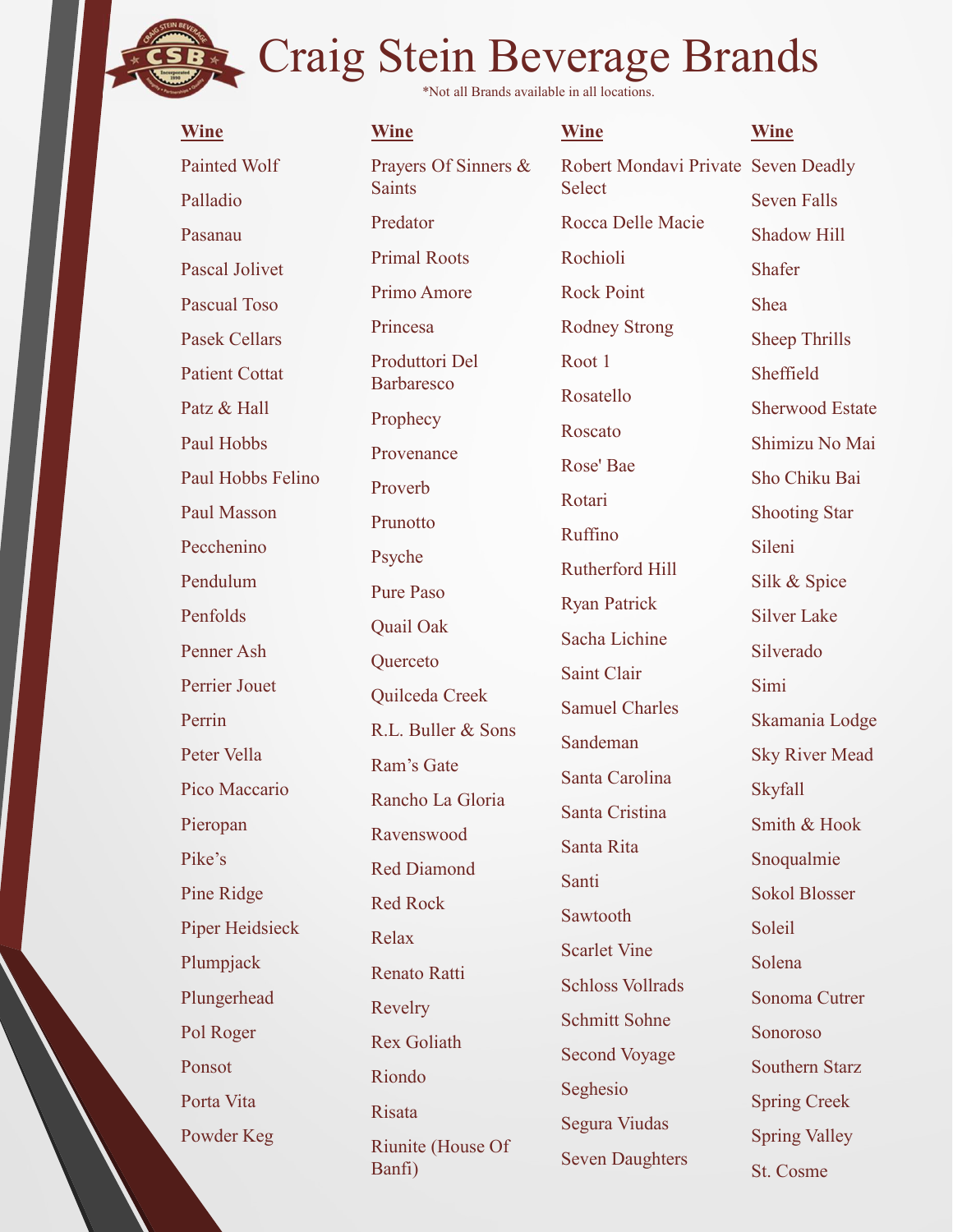# Craig Stein Beverage Brands

*Not all Brands available in all locations.

**Wine**

Painted Wolf
Palladio
Pasanau
Pascal Jolivet
Pascual Toso
Pasek Cellars
Patient Cottat
Patz & Hall
Paul Hobbs
Paul Hobbs Felino
Paul Masson
Pecchenino
Pendulum
Penfolds
Penner Ash
Perrier Jouet
Perrin
Peter Vella
Pico Maccario
Pieropan
Pike's
Pine Ridge
Piper Heidsieck
Plumpjack
Plungerhead
Pol Roger
Ponsot
Porta Vita
Powder Keg

**Wine**

Prayers Of Sinners & Saints
Predator
Primal Roots
Primo Amore
Princesa
Produttori Del Barbaresco
Prophecy
Provenance
Proverb
Prunotto
Psyche
Pure Paso
Quail Oak
Querceto
Quilceda Creek
R.L. Buller & Sons
Ram's Gate
Rancho La Gloria
Ravenswood
Red Diamond
Red Rock
Relax
Renato Ratti
Revelry
Rex Goliath
Riondo
Risata
Riunite (House Of Banfi)

**Wine**

Robert Mondavi Private Select
Rocca Delle Macie
Rochioli
Rock Point
Rodney Strong
Root 1
Rosatello
Roscato
Rose' Bae
Rotari
Ruffino
Rutherford Hill
Ryan Patrick
Sacha Lichine
Saint Clair
Samuel Charles
Sandeman
Santa Carolina
Santa Cristina
Santa Rita
Santi
Sawtooth
Scarlet Vine
Schloss Vollrads
Schmitt Sohne
Second Voyage
Seghesio
Segura Viudas
Seven Daughters

**Wine**

Seven Deadly
Seven Falls
Shadow Hill
Shafer
Shea
Sheep Thrills
Sheffield
Sherwood Estate
Shimizu No Mai
Sho Chiku Bai
Shooting Star
Sileni
Silk & Spice
Silver Lake
Silverado
Simi
Skamania Lodge
Sky River Mead
Skyfall
Smith & Hook
Snoqualmie
Sokol Blosser
Soleil
Solena
Sonoma Cutrer
Sonoroso
Southern Starz
Spring Creek
Spring Valley
St. Cosme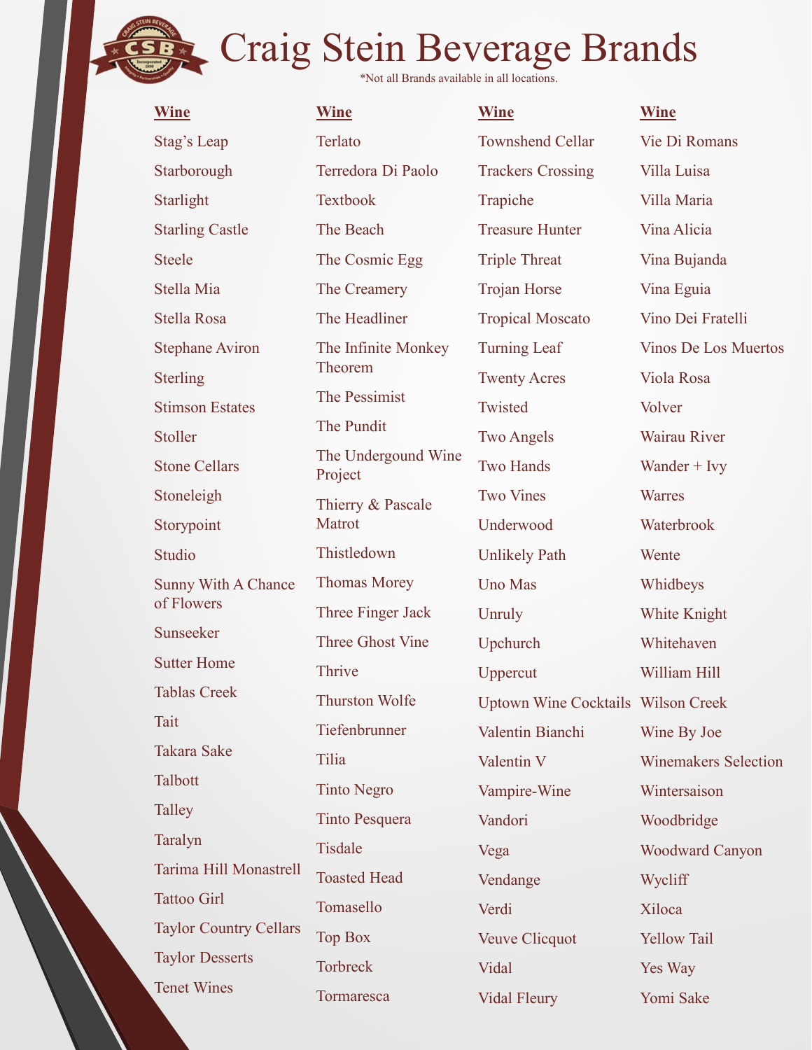# Craig Stein Beverage Brands

*Not all Brands available in all locations.

**Wine**

Stag's Leap
Starborough
Starlight
Starling Castle
Steele
Stella Mia
Stella Rosa
Stephane Aviron
Sterling
Stimson Estates
Stoller
Stone Cellars
Stoneleigh
Storypoint
Studio
Sunny With A Chance of Flowers
Sunseeker
Sutter Home
Tablas Creek
Tait
Takara Sake
Talbott
Talley
Taralyn
Tarima Hill Monastrell
Tattoo Girl
Taylor Country Cellars
Taylor Desserts
Tenet Wines

**Wine**

Terlato
Terredora Di Paolo
Textbook
The Beach
The Cosmic Egg
The Creamery
The Headliner
The Infinite Monkey Theorem
The Pessimist
The Pundit
The Undergound Wine Project
Thierry & Pascale Matrot
Thistledown
Thomas Morey
Three Finger Jack
Three Ghost Vine
Thrive
Thurston Wolfe
Tiefenbrunner
Tilia
Tinto Negro
Tinto Pesquera
Tisdale
Toasted Head
Tomasello
Top Box
Torbreck
Tormaresca

**Wine**

Townshend Cellar
Trackers Crossing
Trapiche
Treasure Hunter
Triple Threat
Trojan Horse
Tropical Moscato
Turning Leaf
Twenty Acres
Twisted
Two Angels
Two Hands
Two Vines
Underwood
Unlikely Path
Uno Mas
Unruly
Upchurch
Uppercut
Uptown Wine Cocktails
Valentin Bianchi
Valentin V
Vampire-Wine
Vandori
Vega
Vendange
Verdi
Veuve Clicquot
Vidal
Vidal Fleury

**Wine**

Vie Di Romans
Villa Luisa
Villa Maria
Vina Alicia
Vina Bujanda
Vina Eguia
Vino Dei Fratelli
Vinos De Los Muertos
Viola Rosa
Volver
Wairau River
Wander + Ivy
Warres
Waterbrook
Wente
Whidbeys
White Knight
Whitehaven
William Hill
Wilson Creek
Wine By Joe
Winemakers Selection
Wintersaison
Woodbridge
Woodward Canyon
Wycliff
Xiloca
Yellow Tail
Yes Way
Yomi Sake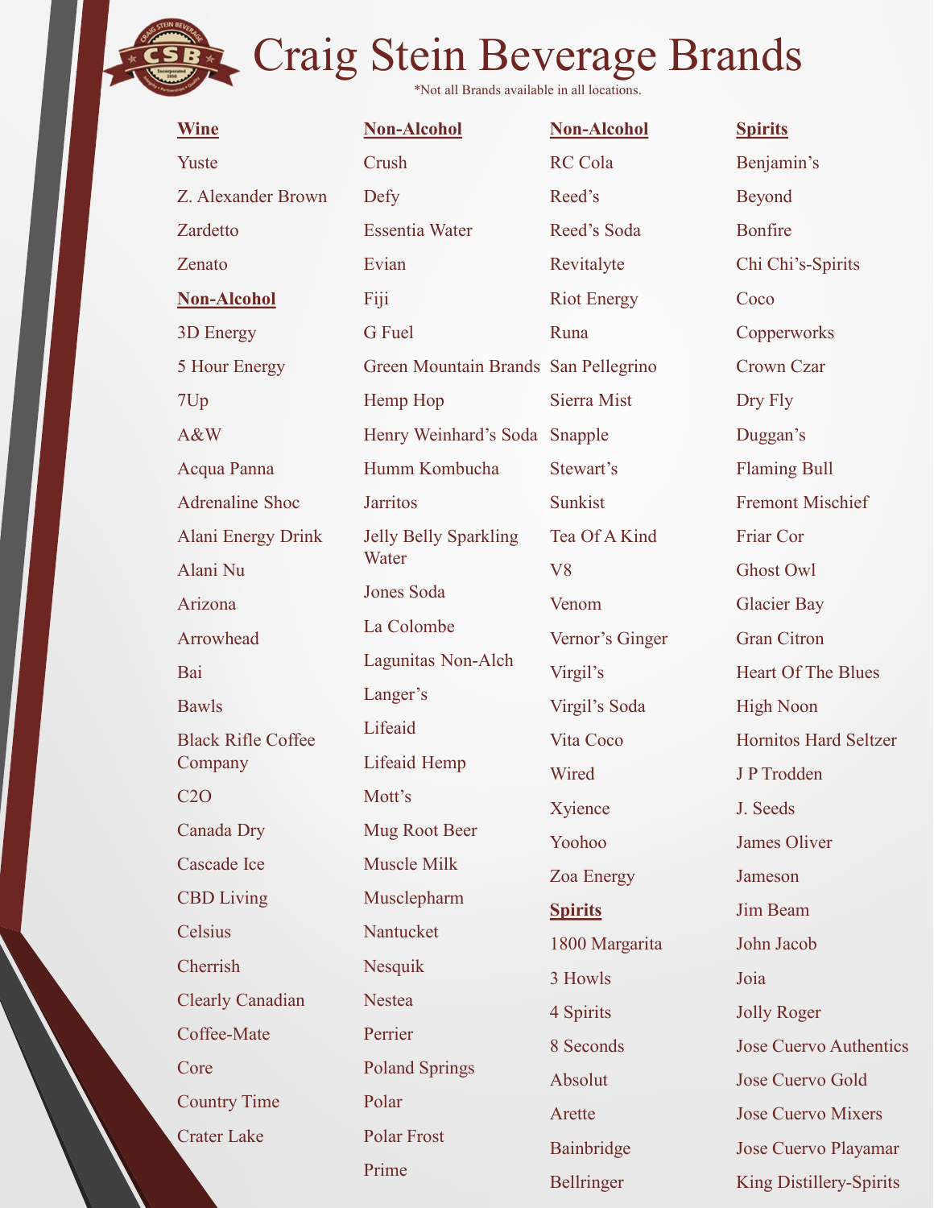# Craig Stein Beverage Brands

*Not all Brands available in all locations.

**Wine**

Yuste

Z. Alexander Brown

Zardetto

Zenato

**Non-Alcohol**

3D Energy

5 Hour Energy

7Up

A&W

Acqua Panna

Adrenaline Shoc

Alani Energy Drink

Alani Nu

Arizona

Arrowhead

Bai

Bawls

Black Rifle Coffee Company

C2O

Canada Dry

Cascade Ice

CBD Living

Celsius

Cherrish

Clearly Canadian

Coffee-Mate

Core

Country Time

Crater Lake

**Non-Alcohol**

Crush

Defy

Essentia Water

Evian

Fiji

G Fuel

Green Mountain Brands

Hemp Hop

Henry Weinhard's Soda

Humm Kombucha

Jarritos

Jelly Belly Sparkling Water

Jones Soda

La Colombe

Lagunitas Non-Alch

Langer's

Lifeaid

Lifeaid Hemp

Mott's

Mug Root Beer

Muscle Milk

Musclepharm

Nantucket

Nesquik

Nestea

Perrier

Poland Springs

Polar

Polar Frost

Prime

**Non-Alcohol**

RC Cola

Reed's

Reed's Soda

Revitalyte

Riot Energy

Runa

San Pellegrino

Sierra Mist

Snapple

Stewart's

Sunkist

Tea Of A Kind

V8

Venom

Vernor's Ginger

Virgil's

Virgil's Soda

Vita Coco

Wired

Xyience

Yoohoo

Zoa Energy

**Spirits**

1800 Margarita

3 Howls

4 Spirits

8 Seconds

Absolut

Arette

Bainbridge

Bellringer

**Spirits**

Benjamin's

Beyond

Bonfire

Chi Chi's-Spirits

Coco

Copperworks

Crown Czar

Dry Fly

Duggan's

Flaming Bull

Fremont Mischief

Friar Cor

Ghost Owl

Glacier Bay

Gran Citron

Heart Of The Blues

High Noon

Hornitos Hard Seltzer

J P Trodden

J. Seeds

James Oliver

Jameson

Jim Beam

John Jacob

Joia

Jolly Roger

Jose Cuervo Authentics

Jose Cuervo Gold

Jose Cuervo Mixers

Jose Cuervo Playamar

King Distillery-Spirits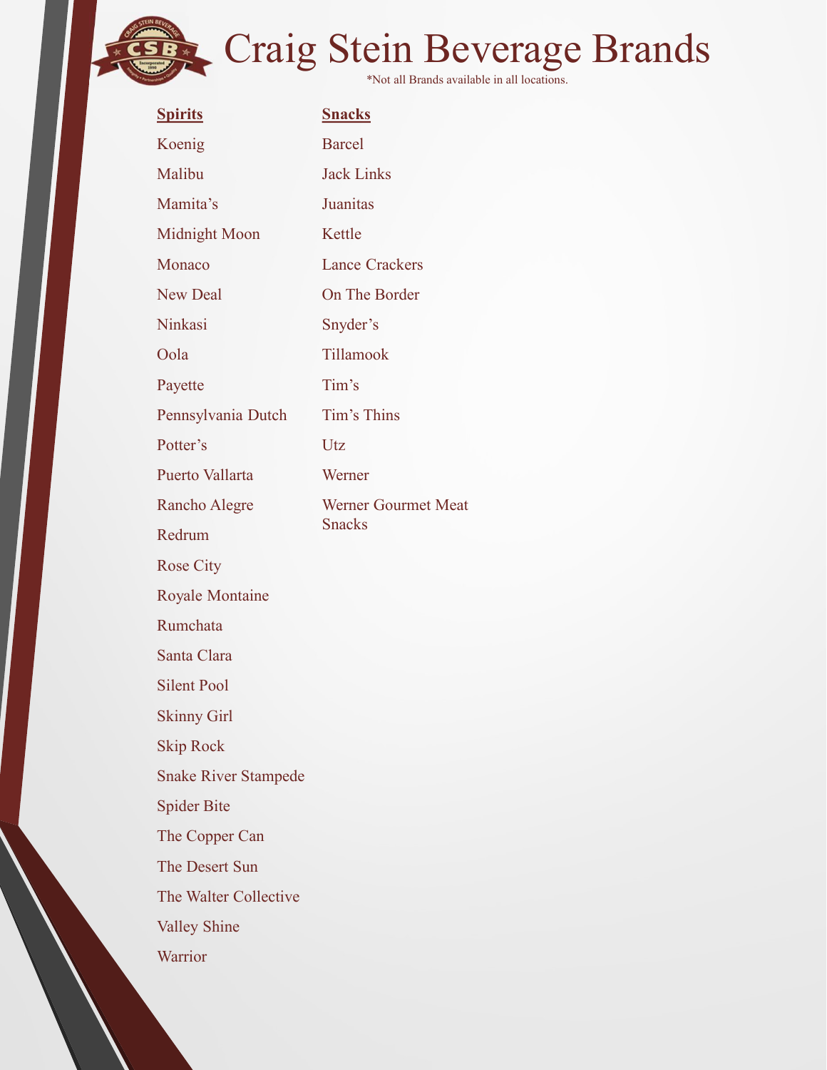# Craig Stein Beverage Brands

*Not all Brands available in all locations.

**Spirits**

Koenig

Malibu

Mamita's

Midnight Moon

Monaco

New Deal

Ninkasi

Oola

Payette

Pennsylvania Dutch

Potter's

Puerto Vallarta

Rancho Alegre

Redrum

Rose City

Royale Montaine

Rumchata

Santa Clara

Silent Pool

Skinny Girl

Skip Rock

Snake River Stampede

Spider Bite

The Copper Can

The Desert Sun

The Walter Collective

Valley Shine

Warrior

**Snacks**

Barcel

Jack Links

Juanitas

Kettle

Lance Crackers

On The Border

Snyder's

Tillamook

Tim's

Tim's Thins

Utz

Werner

Werner Gourmet Meat Snacks